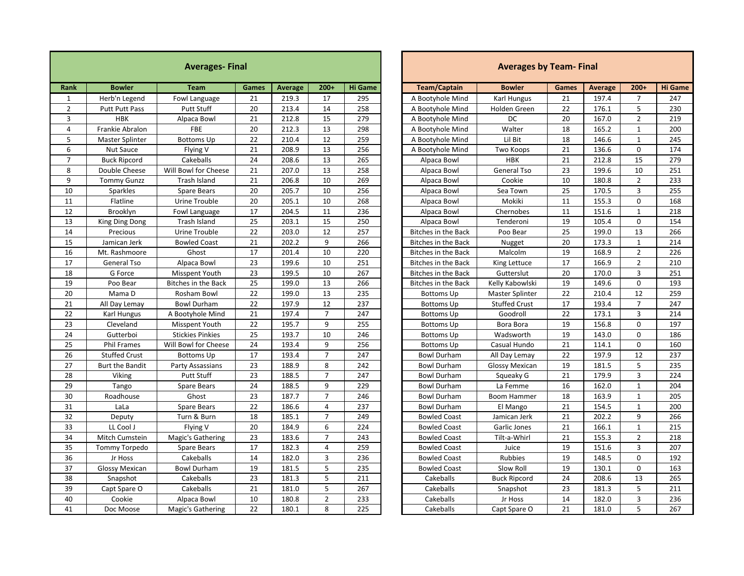## Averages- Final

| Rank | Bowler | Team | Games | Average | 200+ | Hi Game |
|---|---|---|---|---|---|---|
| 1 | Herb'n Legend | Fowl Language | 21 | 219.3 | 17 | 295 |
| 2 | Putt Putt Pass | Putt Stuff | 20 | 213.4 | 14 | 258 |
| 3 | HBK | Alpaca Bowl | 21 | 212.8 | 15 | 279 |
| 4 | Frankie Abralon | FBE | 20 | 212.3 | 13 | 298 |
| 5 | Master Splinter | Bottoms Up | 22 | 210.4 | 12 | 259 |
| 6 | Nut Sauce | Flying V | 21 | 208.9 | 13 | 256 |
| 7 | Buck Ripcord | Cakeballs | 24 | 208.6 | 13 | 265 |
| 8 | Double Cheese | Will Bowl for Cheese | 21 | 207.0 | 13 | 258 |
| 9 | Tommy Gunzz | Trash Island | 21 | 206.8 | 10 | 269 |
| 10 | Sparkles | Spare Bears | 20 | 205.7 | 10 | 256 |
| 11 | Flatline | Urine Trouble | 20 | 205.1 | 10 | 268 |
| 12 | Brooklyn | Fowl Language | 17 | 204.5 | 11 | 236 |
| 13 | King Ding Dong | Trash Island | 25 | 203.1 | 15 | 250 |
| 14 | Precious | Urine Trouble | 22 | 203.0 | 12 | 257 |
| 15 | Jamican Jerk | Bowled Coast | 21 | 202.2 | 9 | 266 |
| 16 | Mt. Rashmoore | Ghost | 17 | 201.4 | 10 | 220 |
| 17 | General Tso | Alpaca Bowl | 23 | 199.6 | 10 | 251 |
| 18 | G Force | Misspent Youth | 23 | 199.5 | 10 | 267 |
| 19 | Poo Bear | Bitches in the Back | 25 | 199.0 | 13 | 266 |
| 20 | Mama D | Rosham Bowl | 22 | 199.0 | 13 | 235 |
| 21 | All Day Lemay | Bowl Durham | 22 | 197.9 | 12 | 237 |
| 22 | Karl Hungus | A Bootyhole Mind | 21 | 197.4 | 7 | 247 |
| 23 | Cleveland | Misspent Youth | 22 | 195.7 | 9 | 255 |
| 24 | Gutterboi | Stickies Pinkies | 25 | 193.7 | 10 | 246 |
| 25 | Phil Frames | Will Bowl for Cheese | 24 | 193.4 | 9 | 256 |
| 26 | Stuffed Crust | Bottoms Up | 17 | 193.4 | 7 | 247 |
| 27 | Burt the Bandit | Party Assassians | 23 | 188.9 | 8 | 242 |
| 28 | Viking | Putt Stuff | 23 | 188.5 | 7 | 247 |
| 29 | Tango | Spare Bears | 24 | 188.5 | 9 | 229 |
| 30 | Roadhouse | Ghost | 23 | 187.7 | 7 | 246 |
| 31 | LaLa | Spare Bears | 22 | 186.6 | 4 | 237 |
| 32 | Deputy | Turn & Burn | 18 | 185.1 | 7 | 249 |
| 33 | LL Cool J | Flying V | 20 | 184.9 | 6 | 224 |
| 34 | Mitch Cumstein | Magic's Gathering | 23 | 183.6 | 7 | 243 |
| 35 | Tommy Torpedo | Spare Bears | 17 | 182.3 | 4 | 259 |
| 36 | Jr Hoss | Cakeballs | 14 | 182.0 | 3 | 236 |
| 37 | Glossy Mexican | Bowl Durham | 19 | 181.5 | 5 | 235 |
| 38 | Snapshot | Cakeballs | 23 | 181.3 | 5 | 211 |
| 39 | Capt Spare O | Cakeballs | 21 | 181.0 | 5 | 267 |
| 40 | Cookie | Alpaca Bowl | 10 | 180.8 | 2 | 233 |
| 41 | Doc Moose | Magic's Gathering | 22 | 180.1 | 8 | 225 |

## Averages by Team- Final

| Team/Captain | Bowler | Games | Average | 200+ | Hi Game |
|---|---|---|---|---|---|
| A Bootyhole Mind | Karl Hungus | 21 | 197.4 | 7 | 247 |
| A Bootyhole Mind | Holden Green | 22 | 176.1 | 5 | 230 |
| A Bootyhole Mind | DC | 20 | 167.0 | 2 | 219 |
| A Bootyhole Mind | Walter | 18 | 165.2 | 1 | 200 |
| A Bootyhole Mind | Lil Bit | 18 | 146.6 | 1 | 245 |
| A Bootyhole Mind | Two Koops | 21 | 136.6 | 0 | 174 |
| Alpaca Bowl | HBK | 21 | 212.8 | 15 | 279 |
| Alpaca Bowl | General Tso | 23 | 199.6 | 10 | 251 |
| Alpaca Bowl | Cookie | 10 | 180.8 | 2 | 233 |
| Alpaca Bowl | Sea Town | 25 | 170.5 | 3 | 255 |
| Alpaca Bowl | Mokiki | 11 | 155.3 | 0 | 168 |
| Alpaca Bowl | Chernobes | 11 | 151.6 | 1 | 218 |
| Alpaca Bowl | Tenderoni | 19 | 105.4 | 0 | 154 |
| Bitches in the Back | Poo Bear | 25 | 199.0 | 13 | 266 |
| Bitches in the Back | Nugget | 20 | 173.3 | 1 | 214 |
| Bitches in the Back | Malcolm | 19 | 168.9 | 2 | 226 |
| Bitches in the Back | King Lettuce | 17 | 166.9 | 2 | 210 |
| Bitches in the Back | Gutterslut | 20 | 170.0 | 3 | 251 |
| Bitches in the Back | Kelly Kabowlski | 19 | 149.6 | 0 | 193 |
| Bottoms Up | Master Splinter | 22 | 210.4 | 12 | 259 |
| Bottoms Up | Stuffed Crust | 17 | 193.4 | 7 | 247 |
| Bottoms Up | Goodroll | 22 | 173.1 | 3 | 214 |
| Bottoms Up | Bora Bora | 19 | 156.8 | 0 | 197 |
| Bottoms Up | Wadsworth | 19 | 143.0 | 0 | 186 |
| Bottoms Up | Casual Hundo | 21 | 114.1 | 0 | 160 |
| Bowl Durham | All Day Lemay | 22 | 197.9 | 12 | 237 |
| Bowl Durham | Glossy Mexican | 19 | 181.5 | 5 | 235 |
| Bowl Durham | Squeaky G | 21 | 179.9 | 3 | 224 |
| Bowl Durham | La Femme | 16 | 162.0 | 1 | 204 |
| Bowl Durham | Boom Hammer | 18 | 163.9 | 1 | 205 |
| Bowl Durham | El Mango | 21 | 154.5 | 1 | 200 |
| Bowled Coast | Jamican Jerk | 21 | 202.2 | 9 | 266 |
| Bowled Coast | Garlic Jones | 21 | 166.1 | 1 | 215 |
| Bowled Coast | Tilt-a-Whirl | 21 | 155.3 | 2 | 218 |
| Bowled Coast | Juice | 19 | 151.6 | 3 | 207 |
| Bowled Coast | Rubbies | 19 | 148.5 | 0 | 192 |
| Bowled Coast | Slow Roll | 19 | 130.1 | 0 | 163 |
| Cakeballs | Buck Ripcord | 24 | 208.6 | 13 | 265 |
| Cakeballs | Snapshot | 23 | 181.3 | 5 | 211 |
| Cakeballs | Jr Hoss | 14 | 182.0 | 3 | 236 |
| Cakeballs | Capt Spare O | 21 | 181.0 | 5 | 267 |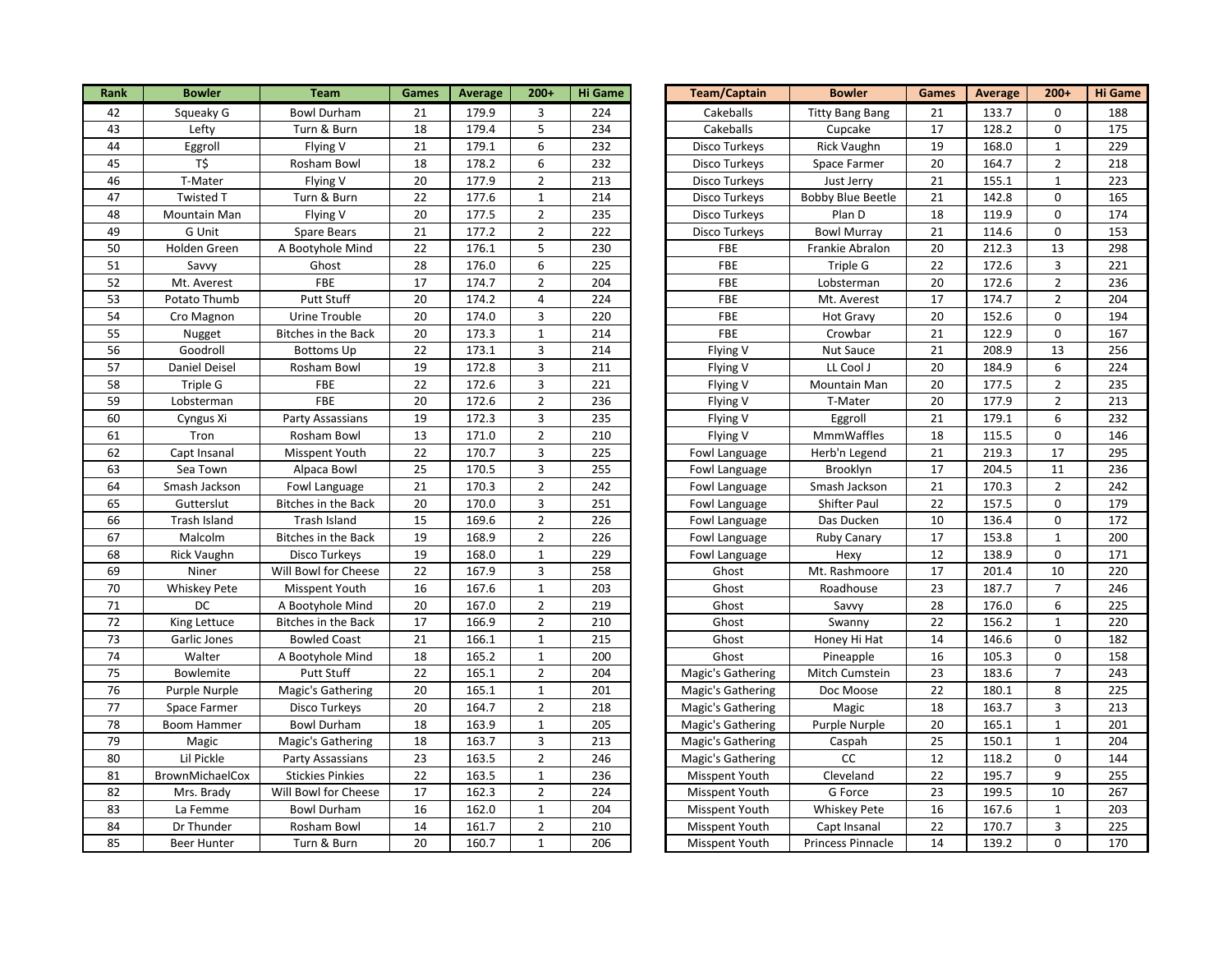| Rank | Bowler | Team | Games | Average | 200+ | Hi Game |
|---|---|---|---|---|---|---|
| 42 | Squeaky G | Bowl Durham | 21 | 179.9 | 3 | 224 |
| 43 | Lefty | Turn & Burn | 18 | 179.4 | 5 | 234 |
| 44 | Eggroll | Flying V | 21 | 179.1 | 6 | 232 |
| 45 | T$ | Rosham Bowl | 18 | 178.2 | 6 | 232 |
| 46 | T-Mater | Flying V | 20 | 177.9 | 2 | 213 |
| 47 | Twisted T | Turn & Burn | 22 | 177.6 | 1 | 214 |
| 48 | Mountain Man | Flying V | 20 | 177.5 | 2 | 235 |
| 49 | G Unit | Spare Bears | 21 | 177.2 | 2 | 222 |
| 50 | Holden Green | A Bootyhole Mind | 22 | 176.1 | 5 | 230 |
| 51 | Savvy | Ghost | 28 | 176.0 | 6 | 225 |
| 52 | Mt. Averest | FBE | 17 | 174.7 | 2 | 204 |
| 53 | Potato Thumb | Putt Stuff | 20 | 174.2 | 4 | 224 |
| 54 | Cro Magnon | Urine Trouble | 20 | 174.0 | 3 | 220 |
| 55 | Nugget | Bitches in the Back | 20 | 173.3 | 1 | 214 |
| 56 | Goodroll | Bottoms Up | 22 | 173.1 | 3 | 214 |
| 57 | Daniel Deisel | Rosham Bowl | 19 | 172.8 | 3 | 211 |
| 58 | Triple G | FBE | 22 | 172.6 | 3 | 221 |
| 59 | Lobsterman | FBE | 20 | 172.6 | 2 | 236 |
| 60 | Cyngus Xi | Party Assassians | 19 | 172.3 | 3 | 235 |
| 61 | Tron | Rosham Bowl | 13 | 171.0 | 2 | 210 |
| 62 | Capt Insanal | Misspent Youth | 22 | 170.7 | 3 | 225 |
| 63 | Sea Town | Alpaca Bowl | 25 | 170.5 | 3 | 255 |
| 64 | Smash Jackson | Fowl Language | 21 | 170.3 | 2 | 242 |
| 65 | Gutterslut | Bitches in the Back | 20 | 170.0 | 3 | 251 |
| 66 | Trash Island | Trash Island | 15 | 169.6 | 2 | 226 |
| 67 | Malcolm | Bitches in the Back | 19 | 168.9 | 2 | 226 |
| 68 | Rick Vaughn | Disco Turkeys | 19 | 168.0 | 1 | 229 |
| 69 | Niner | Will Bowl for Cheese | 22 | 167.9 | 3 | 258 |
| 70 | Whiskey Pete | Misspent Youth | 16 | 167.6 | 1 | 203 |
| 71 | DC | A Bootyhole Mind | 20 | 167.0 | 2 | 219 |
| 72 | King Lettuce | Bitches in the Back | 17 | 166.9 | 2 | 210 |
| 73 | Garlic Jones | Bowled Coast | 21 | 166.1 | 1 | 215 |
| 74 | Walter | A Bootyhole Mind | 18 | 165.2 | 1 | 200 |
| 75 | Bowlemite | Putt Stuff | 22 | 165.1 | 2 | 204 |
| 76 | Purple Nurple | Magic's Gathering | 20 | 165.1 | 1 | 201 |
| 77 | Space Farmer | Disco Turkeys | 20 | 164.7 | 2 | 218 |
| 78 | Boom Hammer | Bowl Durham | 18 | 163.9 | 1 | 205 |
| 79 | Magic | Magic's Gathering | 18 | 163.7 | 3 | 213 |
| 80 | Lil Pickle | Party Assassians | 23 | 163.5 | 2 | 246 |
| 81 | BrownMichaelCox | Stickies Pinkies | 22 | 163.5 | 1 | 236 |
| 82 | Mrs. Brady | Will Bowl for Cheese | 17 | 162.3 | 2 | 224 |
| 83 | La Femme | Bowl Durham | 16 | 162.0 | 1 | 204 |
| 84 | Dr Thunder | Rosham Bowl | 14 | 161.7 | 2 | 210 |
| 85 | Beer Hunter | Turn & Burn | 20 | 160.7 | 1 | 206 |

| Team/Captain | Bowler | Games | Average | 200+ | Hi Game |
|---|---|---|---|---|---|
| Cakeballs | Titty Bang Bang | 21 | 133.7 | 0 | 188 |
| Cakeballs | Cupcake | 17 | 128.2 | 0 | 175 |
| Disco Turkeys | Rick Vaughn | 19 | 168.0 | 1 | 229 |
| Disco Turkeys | Space Farmer | 20 | 164.7 | 2 | 218 |
| Disco Turkeys | Just Jerry | 21 | 155.1 | 1 | 223 |
| Disco Turkeys | Bobby Blue Beetle | 21 | 142.8 | 0 | 165 |
| Disco Turkeys | Plan D | 18 | 119.9 | 0 | 174 |
| Disco Turkeys | Bowl Murray | 21 | 114.6 | 0 | 153 |
| FBE | Frankie Abralon | 20 | 212.3 | 13 | 298 |
| FBE | Triple G | 22 | 172.6 | 3 | 221 |
| FBE | Lobsterman | 20 | 172.6 | 2 | 236 |
| FBE | Mt. Averest | 17 | 174.7 | 2 | 204 |
| FBE | Hot Gravy | 20 | 152.6 | 0 | 194 |
| FBE | Crowbar | 21 | 122.9 | 0 | 167 |
| Flying V | Nut Sauce | 21 | 208.9 | 13 | 256 |
| Flying V | LL Cool J | 20 | 184.9 | 6 | 224 |
| Flying V | Mountain Man | 20 | 177.5 | 2 | 235 |
| Flying V | T-Mater | 20 | 177.9 | 2 | 213 |
| Flying V | Eggroll | 21 | 179.1 | 6 | 232 |
| Flying V | MmmWaffles | 18 | 115.5 | 0 | 146 |
| Fowl Language | Herb'n Legend | 21 | 219.3 | 17 | 295 |
| Fowl Language | Brooklyn | 17 | 204.5 | 11 | 236 |
| Fowl Language | Smash Jackson | 21 | 170.3 | 2 | 242 |
| Fowl Language | Shifter Paul | 22 | 157.5 | 0 | 179 |
| Fowl Language | Das Ducken | 10 | 136.4 | 0 | 172 |
| Fowl Language | Ruby Canary | 17 | 153.8 | 1 | 200 |
| Fowl Language | Hexy | 12 | 138.9 | 0 | 171 |
| Ghost | Mt. Rashmoore | 17 | 201.4 | 10 | 220 |
| Ghost | Roadhouse | 23 | 187.7 | 7 | 246 |
| Ghost | Savvy | 28 | 176.0 | 6 | 225 |
| Ghost | Swanny | 22 | 156.2 | 1 | 220 |
| Ghost | Honey Hi Hat | 14 | 146.6 | 0 | 182 |
| Ghost | Pineapple | 16 | 105.3 | 0 | 158 |
| Magic's Gathering | Mitch Cumstein | 23 | 183.6 | 7 | 243 |
| Magic's Gathering | Doc Moose | 22 | 180.1 | 8 | 225 |
| Magic's Gathering | Magic | 18 | 163.7 | 3 | 213 |
| Magic's Gathering | Purple Nurple | 20 | 165.1 | 1 | 201 |
| Magic's Gathering | Caspah | 25 | 150.1 | 1 | 204 |
| Magic's Gathering | CC | 12 | 118.2 | 0 | 144 |
| Misspent Youth | Cleveland | 22 | 195.7 | 9 | 255 |
| Misspent Youth | G Force | 23 | 199.5 | 10 | 267 |
| Misspent Youth | Whiskey Pete | 16 | 167.6 | 1 | 203 |
| Misspent Youth | Capt Insanal | 22 | 170.7 | 3 | 225 |
| Misspent Youth | Princess Pinnacle | 14 | 139.2 | 0 | 170 |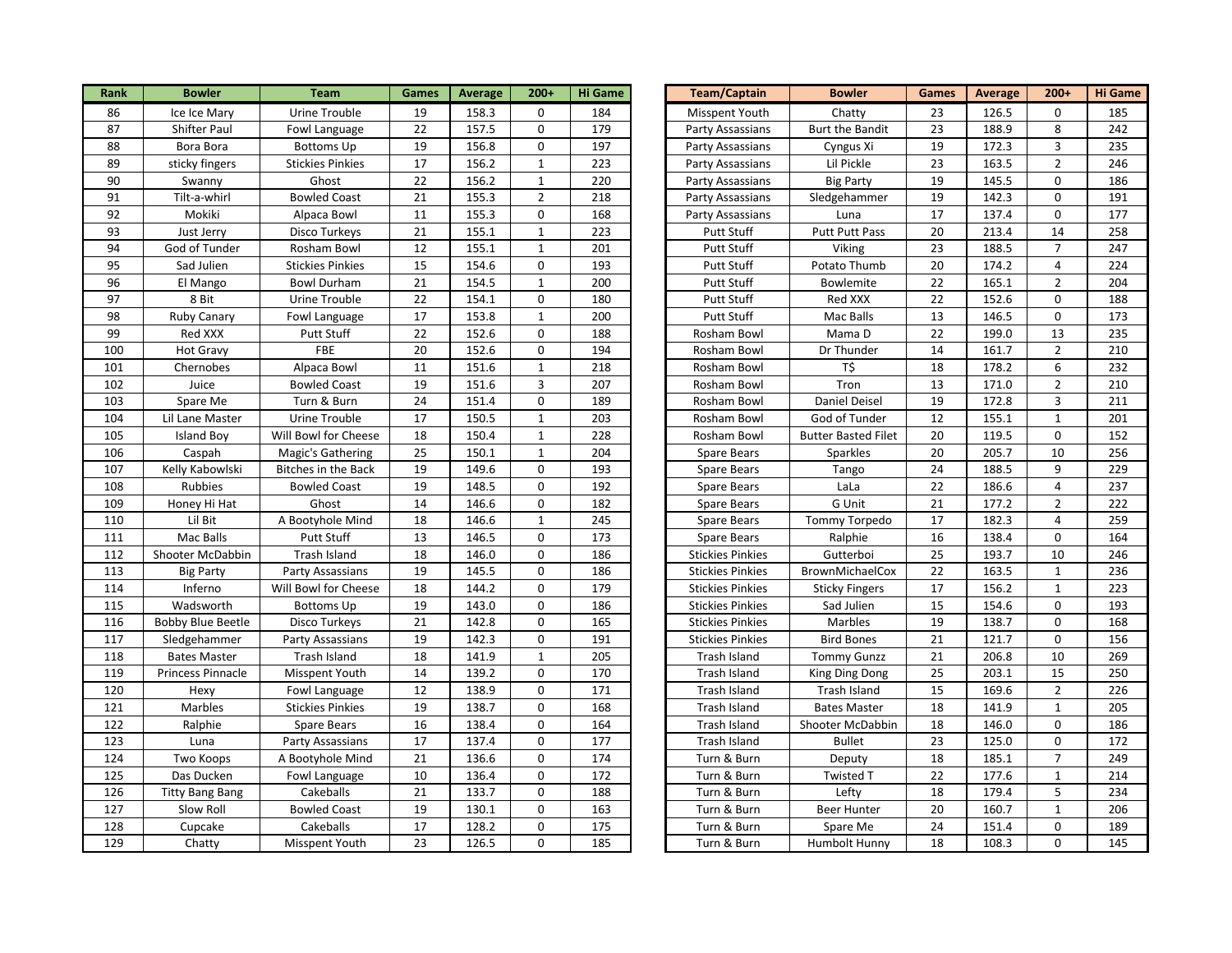| Rank | Bowler | Team | Games | Average | 200+ | Hi Game |
|---|---|---|---|---|---|---|
| 86 | Ice Ice Mary | Urine Trouble | 19 | 158.3 | 0 | 184 |
| 87 | Shifter Paul | Fowl Language | 22 | 157.5 | 0 | 179 |
| 88 | Bora Bora | Bottoms Up | 19 | 156.8 | 0 | 197 |
| 89 | sticky fingers | Stickies Pinkies | 17 | 156.2 | 1 | 223 |
| 90 | Swanny | Ghost | 22 | 156.2 | 1 | 220 |
| 91 | Tilt-a-whirl | Bowled Coast | 21 | 155.3 | 2 | 218 |
| 92 | Mokiki | Alpaca Bowl | 11 | 155.3 | 0 | 168 |
| 93 | Just Jerry | Disco Turkeys | 21 | 155.1 | 1 | 223 |
| 94 | God of Tunder | Rosham Bowl | 12 | 155.1 | 1 | 201 |
| 95 | Sad Julien | Stickies Pinkies | 15 | 154.6 | 0 | 193 |
| 96 | El Mango | Bowl Durham | 21 | 154.5 | 1 | 200 |
| 97 | 8 Bit | Urine Trouble | 22 | 154.1 | 0 | 180 |
| 98 | Ruby Canary | Fowl Language | 17 | 153.8 | 1 | 200 |
| 99 | Red XXX | Putt Stuff | 22 | 152.6 | 0 | 188 |
| 100 | Hot Gravy | FBE | 20 | 152.6 | 0 | 194 |
| 101 | Chernobes | Alpaca Bowl | 11 | 151.6 | 1 | 218 |
| 102 | Juice | Bowled Coast | 19 | 151.6 | 3 | 207 |
| 103 | Spare Me | Turn & Burn | 24 | 151.4 | 0 | 189 |
| 104 | Lil Lane Master | Urine Trouble | 17 | 150.5 | 1 | 203 |
| 105 | Island Boy | Will Bowl for Cheese | 18 | 150.4 | 1 | 228 |
| 106 | Caspah | Magic's Gathering | 25 | 150.1 | 1 | 204 |
| 107 | Kelly Kabowlski | Bitches in the Back | 19 | 149.6 | 0 | 193 |
| 108 | Rubbies | Bowled Coast | 19 | 148.5 | 0 | 192 |
| 109 | Honey Hi Hat | Ghost | 14 | 146.6 | 0 | 182 |
| 110 | Lil Bit | A Bootyhole Mind | 18 | 146.6 | 1 | 245 |
| 111 | Mac Balls | Putt Stuff | 13 | 146.5 | 0 | 173 |
| 112 | Shooter McDabbin | Trash Island | 18 | 146.0 | 0 | 186 |
| 113 | Big Party | Party Assassians | 19 | 145.5 | 0 | 186 |
| 114 | Inferno | Will Bowl for Cheese | 18 | 144.2 | 0 | 179 |
| 115 | Wadsworth | Bottoms Up | 19 | 143.0 | 0 | 186 |
| 116 | Bobby Blue Beetle | Disco Turkeys | 21 | 142.8 | 0 | 165 |
| 117 | Sledgehammer | Party Assassians | 19 | 142.3 | 0 | 191 |
| 118 | Bates Master | Trash Island | 18 | 141.9 | 1 | 205 |
| 119 | Princess Pinnacle | Misspent Youth | 14 | 139.2 | 0 | 170 |
| 120 | Hexy | Fowl Language | 12 | 138.9 | 0 | 171 |
| 121 | Marbles | Stickies Pinkies | 19 | 138.7 | 0 | 168 |
| 122 | Ralphie | Spare Bears | 16 | 138.4 | 0 | 164 |
| 123 | Luna | Party Assassians | 17 | 137.4 | 0 | 177 |
| 124 | Two Koops | A Bootyhole Mind | 21 | 136.6 | 0 | 174 |
| 125 | Das Ducken | Fowl Language | 10 | 136.4 | 0 | 172 |
| 126 | Titty Bang Bang | Cakeballs | 21 | 133.7 | 0 | 188 |
| 127 | Slow Roll | Bowled Coast | 19 | 130.1 | 0 | 163 |
| 128 | Cupcake | Cakeballs | 17 | 128.2 | 0 | 175 |
| 129 | Chatty | Misspent Youth | 23 | 126.5 | 0 | 185 |

| Team/Captain | Bowler | Games | Average | 200+ | Hi Game |
|---|---|---|---|---|---|
| Misspent Youth | Chatty | 23 | 126.5 | 0 | 185 |
| Party Assassians | Burt the Bandit | 23 | 188.9 | 8 | 242 |
| Party Assassians | Cyngus Xi | 19 | 172.3 | 3 | 235 |
| Party Assassians | Lil Pickle | 23 | 163.5 | 2 | 246 |
| Party Assassians | Big Party | 19 | 145.5 | 0 | 186 |
| Party Assassians | Sledgehammer | 19 | 142.3 | 0 | 191 |
| Party Assassians | Luna | 17 | 137.4 | 0 | 177 |
| Putt Stuff | Putt Putt Pass | 20 | 213.4 | 14 | 258 |
| Putt Stuff | Viking | 23 | 188.5 | 7 | 247 |
| Putt Stuff | Potato Thumb | 20 | 174.2 | 4 | 224 |
| Putt Stuff | Bowlemite | 22 | 165.1 | 2 | 204 |
| Putt Stuff | Red XXX | 22 | 152.6 | 0 | 188 |
| Putt Stuff | Mac Balls | 13 | 146.5 | 0 | 173 |
| Rosham Bowl | Mama D | 22 | 199.0 | 13 | 235 |
| Rosham Bowl | Dr Thunder | 14 | 161.7 | 2 | 210 |
| Rosham Bowl | T$ | 18 | 178.2 | 6 | 232 |
| Rosham Bowl | Tron | 13 | 171.0 | 2 | 210 |
| Rosham Bowl | Daniel Deisel | 19 | 172.8 | 3 | 211 |
| Rosham Bowl | God of Tunder | 12 | 155.1 | 1 | 201 |
| Rosham Bowl | Butter Basted Filet | 20 | 119.5 | 0 | 152 |
| Spare Bears | Sparkles | 20 | 205.7 | 10 | 256 |
| Spare Bears | Tango | 24 | 188.5 | 9 | 229 |
| Spare Bears | LaLa | 22 | 186.6 | 4 | 237 |
| Spare Bears | G Unit | 21 | 177.2 | 2 | 222 |
| Spare Bears | Tommy Torpedo | 17 | 182.3 | 4 | 259 |
| Spare Bears | Ralphie | 16 | 138.4 | 0 | 164 |
| Stickies Pinkies | Gutterboi | 25 | 193.7 | 10 | 246 |
| Stickies Pinkies | BrownMichaelCox | 22 | 163.5 | 1 | 236 |
| Stickies Pinkies | Sticky Fingers | 17 | 156.2 | 1 | 223 |
| Stickies Pinkies | Sad Julien | 15 | 154.6 | 0 | 193 |
| Stickies Pinkies | Marbles | 19 | 138.7 | 0 | 168 |
| Stickies Pinkies | Bird Bones | 21 | 121.7 | 0 | 156 |
| Trash Island | Tommy Gunzz | 21 | 206.8 | 10 | 269 |
| Trash Island | King Ding Dong | 25 | 203.1 | 15 | 250 |
| Trash Island | Trash Island | 15 | 169.6 | 2 | 226 |
| Trash Island | Bates Master | 18 | 141.9 | 1 | 205 |
| Trash Island | Shooter McDabbin | 18 | 146.0 | 0 | 186 |
| Trash Island | Bullet | 23 | 125.0 | 0 | 172 |
| Turn & Burn | Deputy | 18 | 185.1 | 7 | 249 |
| Turn & Burn | Twisted T | 22 | 177.6 | 1 | 214 |
| Turn & Burn | Lefty | 18 | 179.4 | 5 | 234 |
| Turn & Burn | Beer Hunter | 20 | 160.7 | 1 | 206 |
| Turn & Burn | Spare Me | 24 | 151.4 | 0 | 189 |
| Turn & Burn | Humbolt Hunny | 18 | 108.3 | 0 | 145 |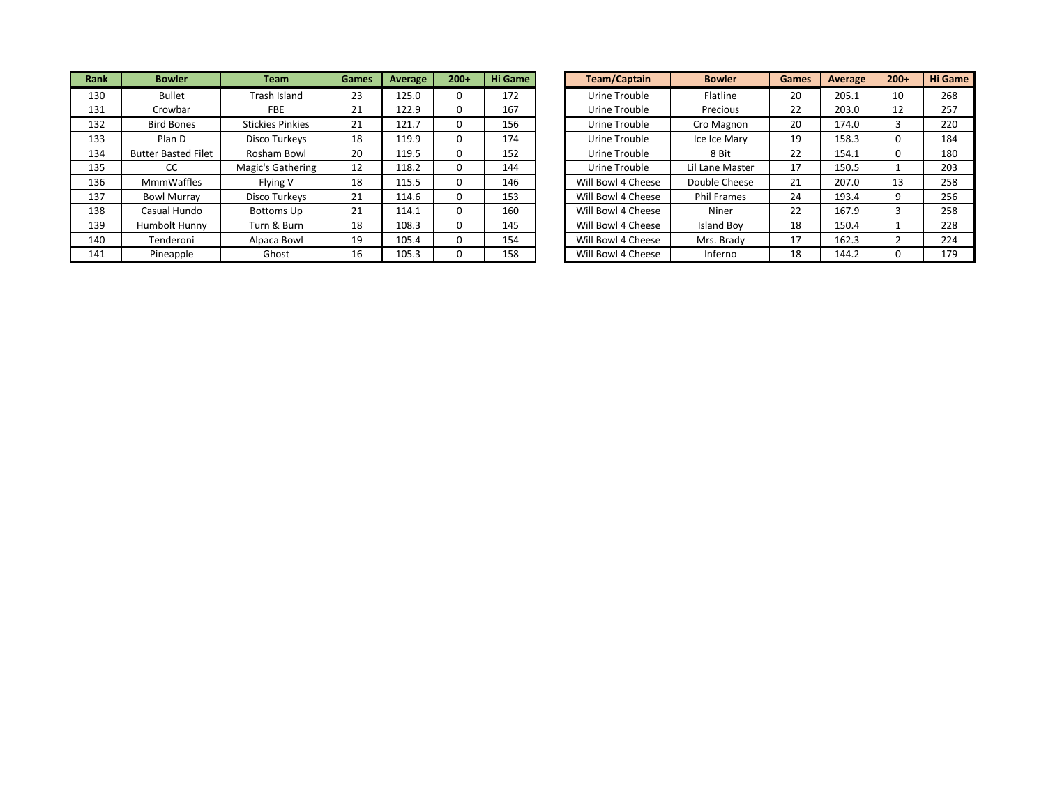| Rank | Bowler | Team | Games | Average | 200+ | Hi Game |
|---|---|---|---|---|---|---|
| 130 | Bullet | Trash Island | 23 | 125.0 | 0 | 172 |
| 131 | Crowbar | FBE | 21 | 122.9 | 0 | 167 |
| 132 | Bird Bones | Stickies Pinkies | 21 | 121.7 | 0 | 156 |
| 133 | Plan D | Disco Turkeys | 18 | 119.9 | 0 | 174 |
| 134 | Butter Basted Filet | Rosham Bowl | 20 | 119.5 | 0 | 152 |
| 135 | CC | Magic's Gathering | 12 | 118.2 | 0 | 144 |
| 136 | MmmWaffles | Flying V | 18 | 115.5 | 0 | 146 |
| 137 | Bowl Murray | Disco Turkeys | 21 | 114.6 | 0 | 153 |
| 138 | Casual Hundo | Bottoms Up | 21 | 114.1 | 0 | 160 |
| 139 | Humbolt Hunny | Turn & Burn | 18 | 108.3 | 0 | 145 |
| 140 | Tenderoni | Alpaca Bowl | 19 | 105.4 | 0 | 154 |
| 141 | Pineapple | Ghost | 16 | 105.3 | 0 | 158 |

| Team/Captain | Bowler | Games | Average | 200+ | Hi Game |
|---|---|---|---|---|---|
| Urine Trouble | Flatline | 20 | 205.1 | 10 | 268 |
| Urine Trouble | Precious | 22 | 203.0 | 12 | 257 |
| Urine Trouble | Cro Magnon | 20 | 174.0 | 3 | 220 |
| Urine Trouble | Ice Ice Mary | 19 | 158.3 | 0 | 184 |
| Urine Trouble | 8 Bit | 22 | 154.1 | 0 | 180 |
| Urine Trouble | Lil Lane Master | 17 | 150.5 | 1 | 203 |
| Will Bowl 4 Cheese | Double Cheese | 21 | 207.0 | 13 | 258 |
| Will Bowl 4 Cheese | Phil Frames | 24 | 193.4 | 9 | 256 |
| Will Bowl 4 Cheese | Niner | 22 | 167.9 | 3 | 258 |
| Will Bowl 4 Cheese | Island Boy | 18 | 150.4 | 1 | 228 |
| Will Bowl 4 Cheese | Mrs. Brady | 17 | 162.3 | 2 | 224 |
| Will Bowl 4 Cheese | Inferno | 18 | 144.2 | 0 | 179 |